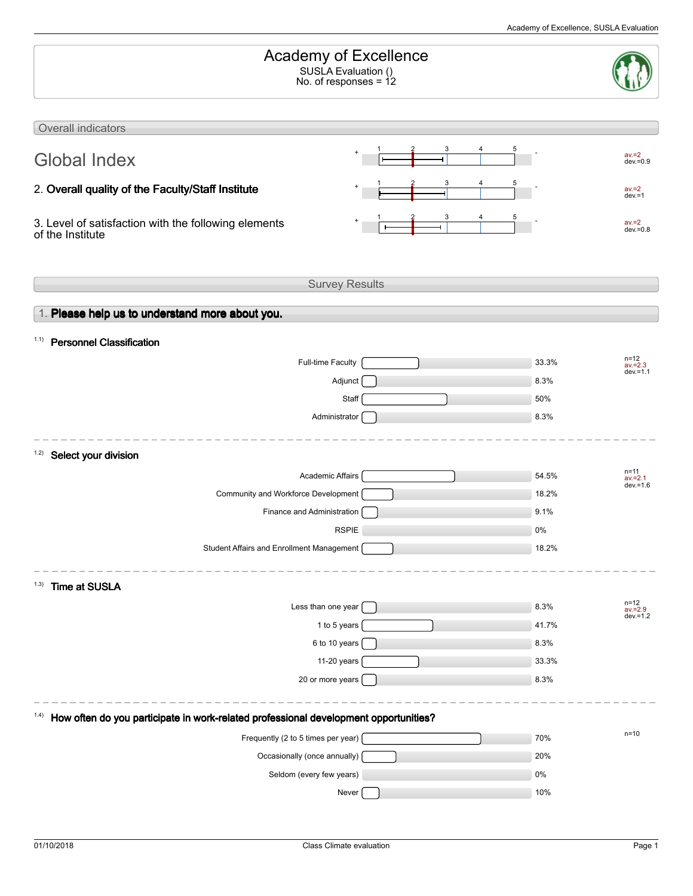# Academy of Excellence

SUSLA Evaluation ()
No. of responses = 12

## Overall indicators

| Indicator | Result |
|---|---|
| Global Index | av.=2, dev.=0.9 |
| 2. **Overall quality of the Faculty/Staff Institute** | av.=2, dev.=1 |
| 3. Level of satisfaction with the following elements of the Institute | av.=2, dev.=0.8 |

## Survey Results

### 1. Please help us to understand more about you.

#### 1.1) Personnel Classification

| Option | Percentage |
|---|---|
| Full-time Faculty | 33.3% |
| Adjunct | 8.3% |
| Staff | 50% |
| Administrator | 8.3% |

n=12, av.=2.3, dev.=1.1

#### 1.2) Select your division

| Option | Percentage |
|---|---|
| Academic Affairs | 54.5% |
| Community and Workforce Development | 18.2% |
| Finance and Administration | 9.1% |
| RSPIE | 0% |
| Student Affairs and Enrollment Management | 18.2% |

n=11, av.=2.1, dev.=1.6

#### 1.3) Time at SUSLA

| Option | Percentage |
|---|---|
| Less than one year | 8.3% |
| 1 to 5 years | 41.7% |
| 6 to 10 years | 8.3% |
| 11-20 years | 33.3% |
| 20 or more years | 8.3% |

n=12, av.=2.9, dev.=1.2

#### 1.4) How often do you participate in work-related professional development opportunities?

| Option | Percentage |
|---|---|
| Frequently (2 to 5 times per year) | 70% |
| Occasionally (once annually) | 20% |
| Seldom (every few years) | 0% |
| Never | 10% |

n=10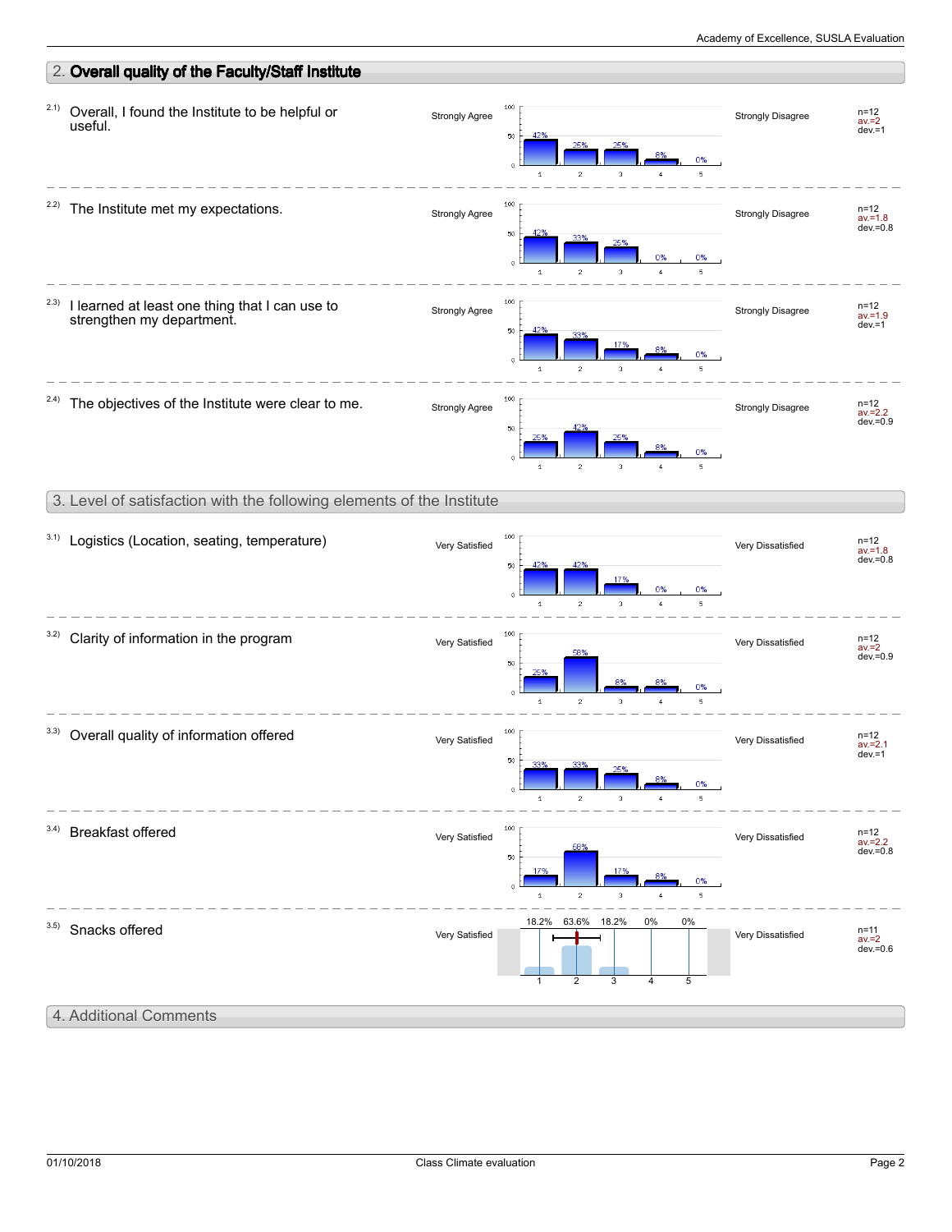## 2. Overall quality of the Faculty/Staff Institute

| Item | Left pole | 1 | 2 | 3 | 4 | 5 | Right pole | Statistics |
|---|---|---|---|---|---|---|---|---|
| 2.1) Overall, I found the Institute to be helpful or useful. | Strongly Agree | 42% | 25% | 25% | 8% | 0% | Strongly Disagree | n=12, av.=2, dev.=1 |
| 2.2) The Institute met my expectations. | Strongly Agree | 42% | 33% | 25% | 0% | 0% | Strongly Disagree | n=12, av.=1.8, dev.=0.8 |
| 2.3) I learned at least one thing that I can use to strengthen my department. | Strongly Agree | 42% | 33% | 17% | 8% | 0% | Strongly Disagree | n=12, av.=1.9, dev.=1 |
| 2.4) The objectives of the Institute were clear to me. | Strongly Agree | 25% | 42% | 25% | 8% | 0% | Strongly Disagree | n=12, av.=2.2, dev.=0.9 |

## 3. Level of satisfaction with the following elements of the Institute

| Item | Left pole | 1 | 2 | 3 | 4 | 5 | Right pole | Statistics |
|---|---|---|---|---|---|---|---|---|
| 3.1) Logistics (Location, seating, temperature) | Very Satisfied | 42% | 42% | 17% | 0% | 0% | Very Dissatisfied | n=12, av.=1.8, dev.=0.8 |
| 3.2) Clarity of information in the program | Very Satisfied | 25% | 58% | 8% | 8% | 0% | Very Dissatisfied | n=12, av.=2, dev.=0.9 |
| 3.3) Overall quality of information offered | Very Satisfied | 33% | 33% | 25% | 8% | 0% | Very Dissatisfied | n=12, av.=2.1, dev.=1 |
| 3.4) Breakfast offered | Very Satisfied | 17% | 58% | 17% | 8% | 0% | Very Dissatisfied | n=12, av.=2.2, dev.=0.8 |
| 3.5) Snacks offered | Very Satisfied | 18.2% | 63.6% | 18.2% | 0% | 0% | Very Dissatisfied | n=11, av.=2, dev.=0.6 |

## 4. Additional Comments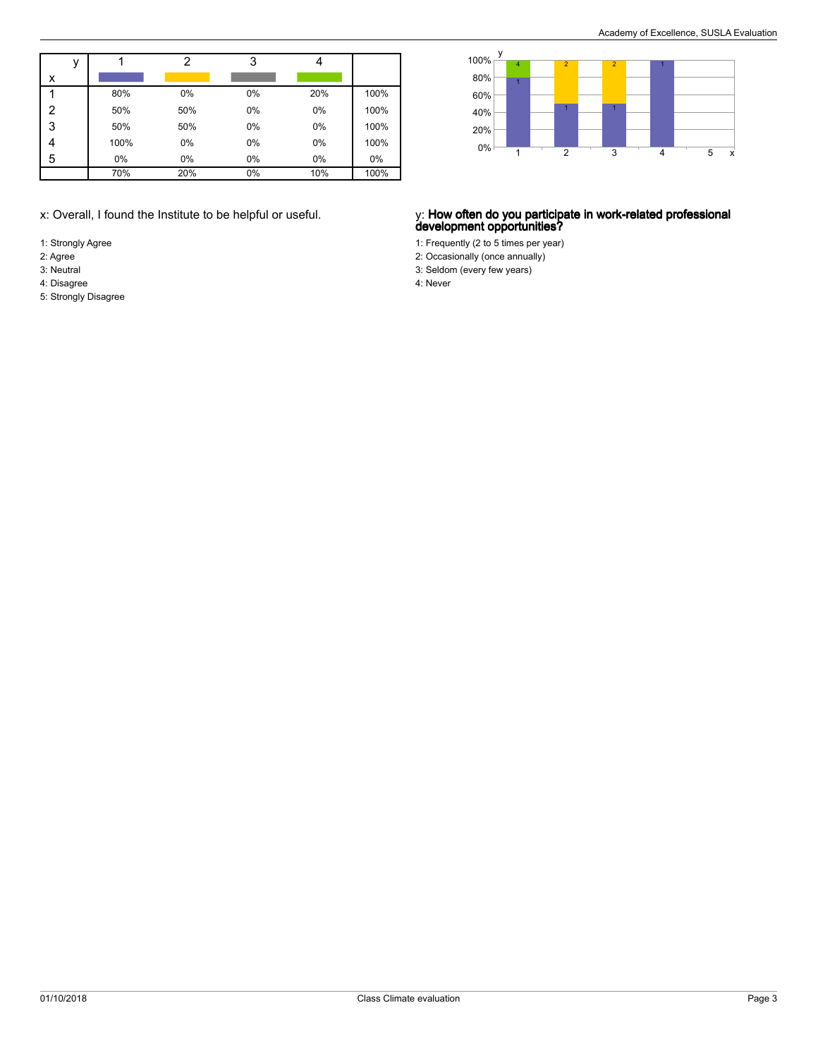| y / x | 1 | 2 | 3 | 4 | |
|---|---|---|---|---|---|
| 1 | 80% | 0% | 0% | 20% | 100% |
| 2 | 50% | 50% | 0% | 0% | 100% |
| 3 | 50% | 50% | 0% | 0% | 100% |
| 4 | 100% | 0% | 0% | 0% | 100% |
| 5 | 0% | 0% | 0% | 0% | 0% |
| | 70% | 20% | 0% | 10% | 100% |

x: Overall, I found the Institute to be helpful or useful.

1: Strongly Agree
2: Agree
3: Neutral
4: Disagree
5: Strongly Disagree

y: **How often do you participate in work-related professional development opportunities?**

1: Frequently (2 to 5 times per year)
2: Occasionally (once annually)
3: Seldom (every few years)
4: Never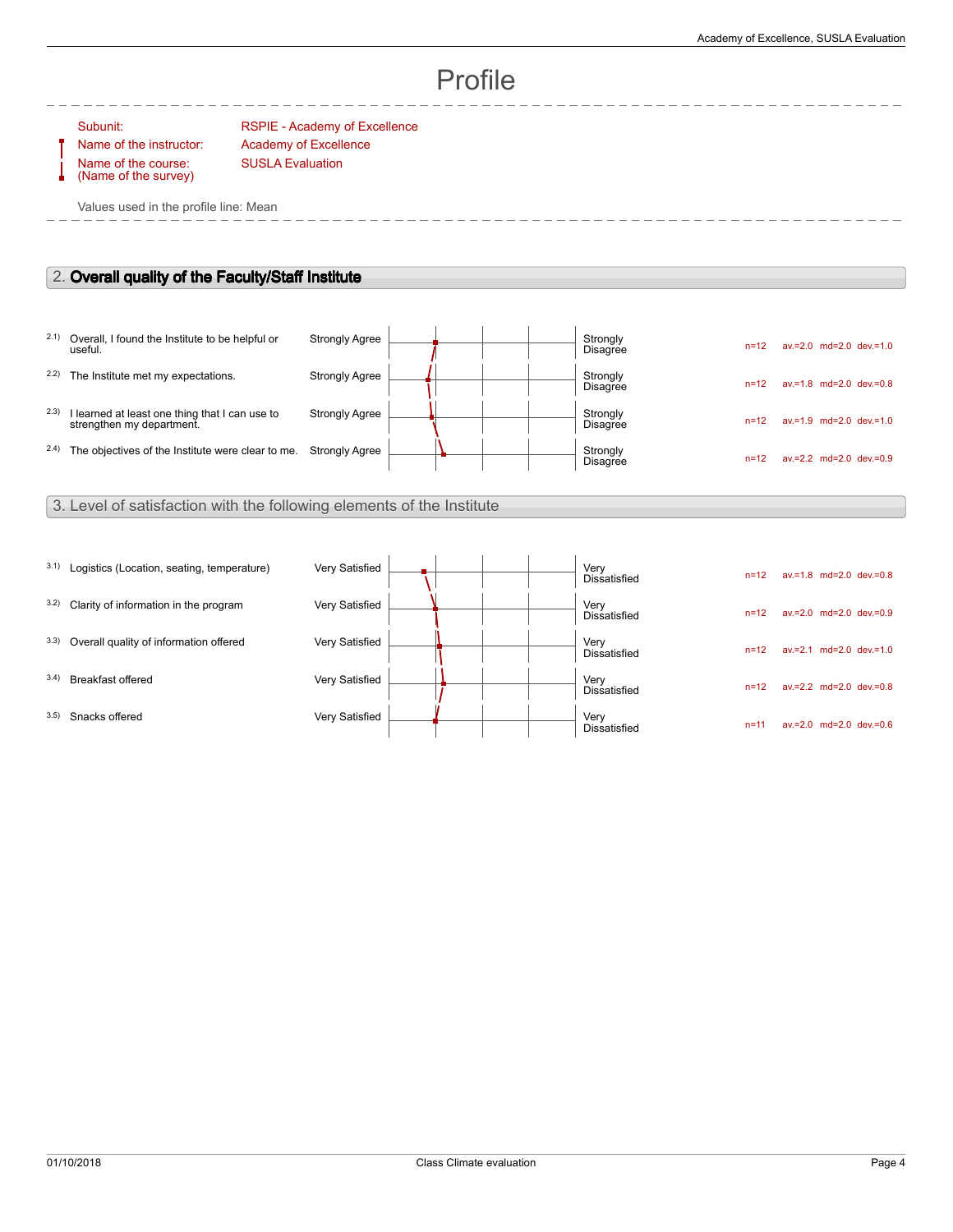# Profile

| | |
|---|---|
| Subunit: | RSPIE - Academy of Excellence |
| Name of the instructor: | Academy of Excellence |
| Name of the course: (Name of the survey) | SUSLA Evaluation |

Values used in the profile line: Mean

## 2. **Overall quality of the Faculty/Staff Institute**

| | Item | Left pole | Right pole | n | av. | md | dev. |
|---|---|---|---|---|---|---|---|
| 2.1) | Overall, I found the Institute to be helpful or useful. | Strongly Agree | Strongly Disagree | n=12 | av.=2.0 | md=2.0 | dev.=1.0 |
| 2.2) | The Institute met my expectations. | Strongly Agree | Strongly Disagree | n=12 | av.=1.8 | md=2.0 | dev.=0.8 |
| 2.3) | I learned at least one thing that I can use to strengthen my department. | Strongly Agree | Strongly Disagree | n=12 | av.=1.9 | md=2.0 | dev.=1.0 |
| 2.4) | The objectives of the Institute were clear to me. | Strongly Agree | Strongly Disagree | n=12 | av.=2.2 | md=2.0 | dev.=0.9 |

## 3. Level of satisfaction with the following elements of the Institute

| | Item | Left pole | Right pole | n | av. | md | dev. |
|---|---|---|---|---|---|---|---|
| 3.1) | Logistics (Location, seating, temperature) | Very Satisfied | Very Dissatisfied | n=12 | av.=1.8 | md=2.0 | dev.=0.8 |
| 3.2) | Clarity of information in the program | Very Satisfied | Very Dissatisfied | n=12 | av.=2.0 | md=2.0 | dev.=0.9 |
| 3.3) | Overall quality of information offered | Very Satisfied | Very Dissatisfied | n=12 | av.=2.1 | md=2.0 | dev.=1.0 |
| 3.4) | Breakfast offered | Very Satisfied | Very Dissatisfied | n=12 | av.=2.2 | md=2.0 | dev.=0.8 |
| 3.5) | Snacks offered | Very Satisfied | Very Dissatisfied | n=11 | av.=2.0 | md=2.0 | dev.=0.6 |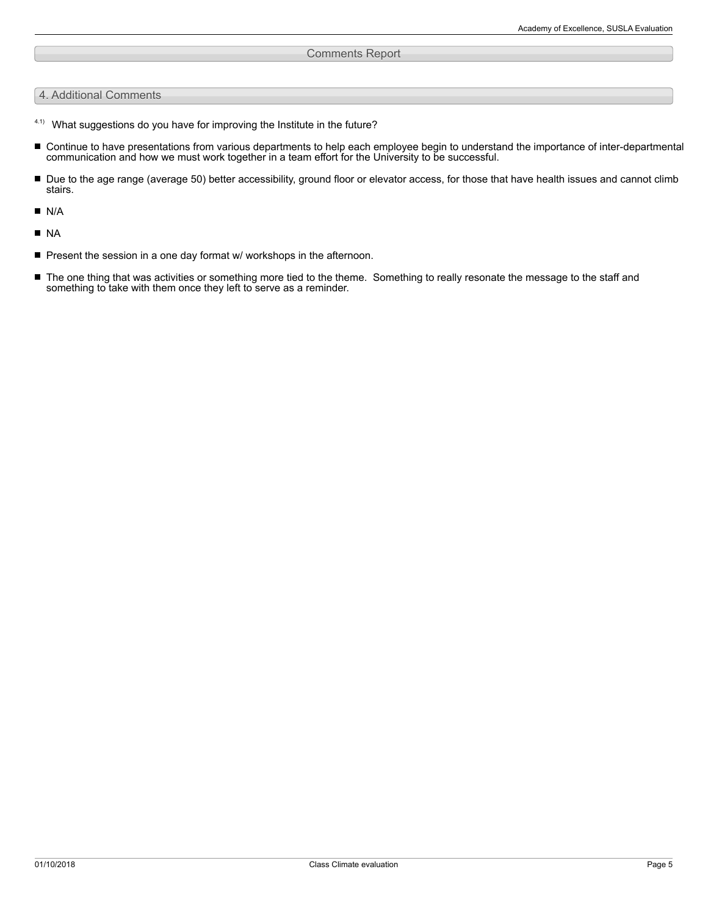## Comments Report

### 4. Additional Comments

4.1) What suggestions do you have for improving the Institute in the future?

- Continue to have presentations from various departments to help each employee begin to understand the importance of inter-departmental communication and how we must work together in a team effort for the University to be successful.
- Due to the age range (average 50) better accessibility, ground floor or elevator access, for those that have health issues and cannot climb stairs.
- N/A
- NA
- Present the session in a one day format w/ workshops in the afternoon.
- The one thing that was activities or something more tied to the theme. Something to really resonate the message to the staff and something to take with them once they left to serve as a reminder.